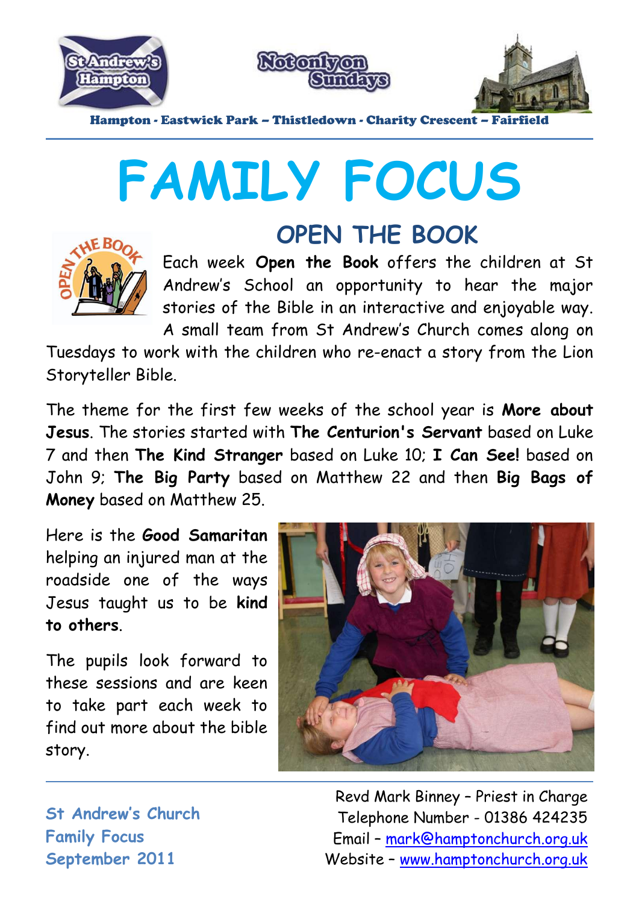Hampton - Eastwick Park – Thistledown - Charity Crescent – Fairfield

# FAMILY FOCUS

## OPEN THE BOOK

Each week **Open the Book** offers the children at St Andrew's School an opportunity to hear the major stories of the Bible in an interactive and enjoyable way. A small team from St Andrew's Church comes along on Tuesdays to work with the children who re-enact a story from the Lion Storyteller Bible.

The theme for the first few weeks of the school year is **More about Jesus**. The stories started with **The Centurion's Servant** based on Luke 7 and then **The Kind Stranger** based on Luke 10; **I Can See!** based on John 9; **The Big Party** based on Matthew 22 and then **Big Bags of Money** based on Matthew 25.

Here is the **Good Samaritan** helping an injured man at the roadside one of the ways Jesus taught us to be **kind to others**.

The pupils look forward to these sessions and are keen to take part each week to find out more about the bible story.

St Andrew's Church
Family Focus
September 2011

Revd Mark Binney – Priest in Charge
Telephone Number - 01386 424235
Email – mark@hamptonchurch.org.uk
Website – www.hamptonchurch.org.uk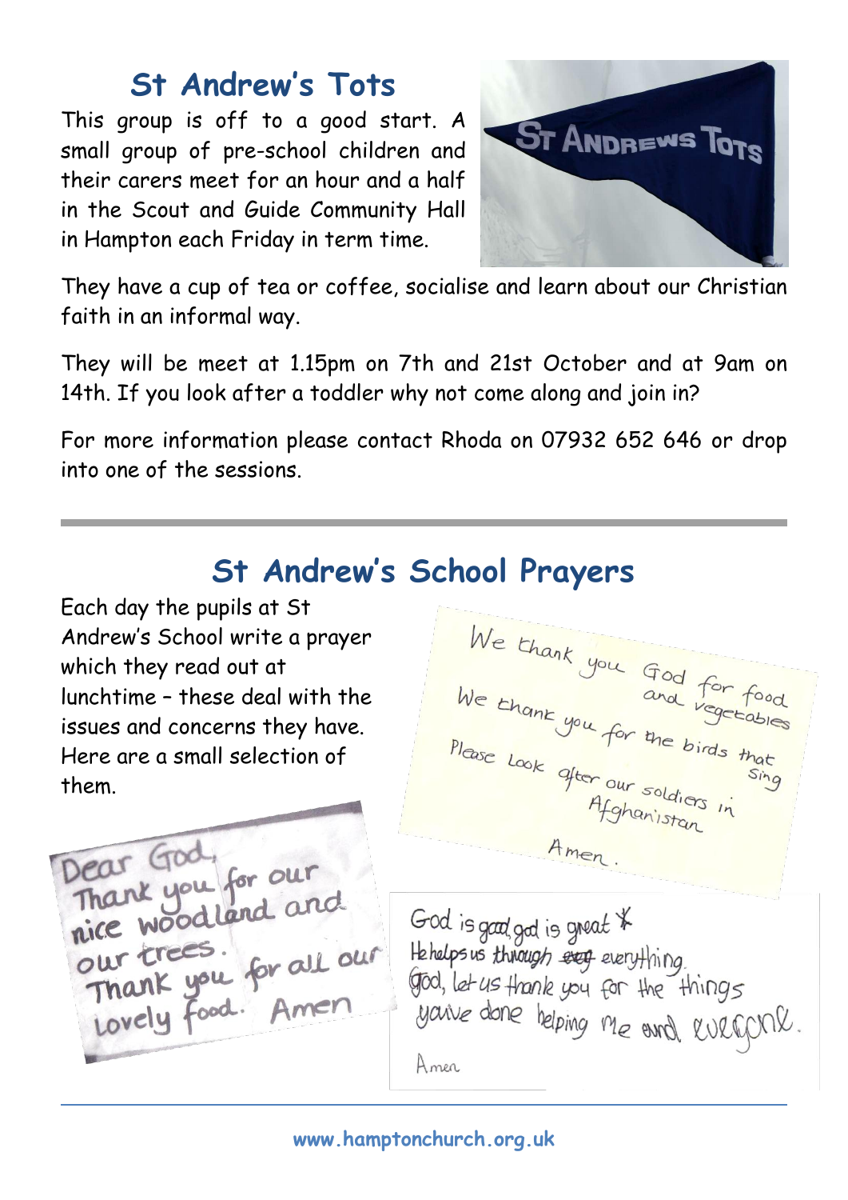## St Andrew's Tots

This group is off to a good start. A small group of pre-school children and their carers meet for an hour and a half in the Scout and Guide Community Hall in Hampton each Friday in term time.

They have a cup of tea or coffee, socialise and learn about our Christian faith in an informal way.

They will be meet at 1.15pm on 7th and 21st October and at 9am on 14th. If you look after a toddler why not come along and join in?

For more information please contact Rhoda on 07932 652 646 or drop into one of the sessions.

---

## St Andrew's School Prayers

Each day the pupils at St Andrew's School write a prayer which they read out at lunchtime – these deal with the issues and concerns they have. Here are a small selection of them.

We thank you God for food and vegetables
We thank you for the birds that sing
Please look after our soldiers in Afghanistan
Amen.

Dear God,
Thank you for our nice woodland and our trees.
Thank you for all our lovely food. Amen

God is good, god is great
He helps us through ~~everg~~ everything.
God, let us thank you for the things you've done helping me and everyone.
Amen

www.hamptonchurch.org.uk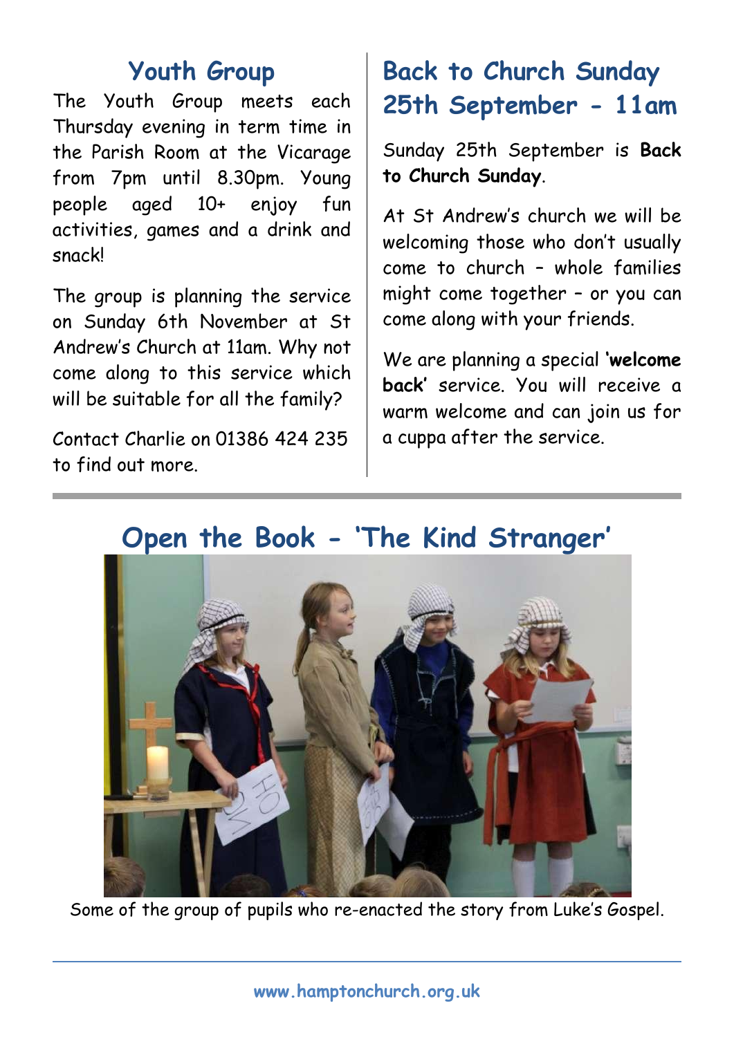## Youth Group

The Youth Group meets each Thursday evening in term time in the Parish Room at the Vicarage from 7pm until 8.30pm. Young people aged 10+ enjoy fun activities, games and a drink and snack!

The group is planning the service on Sunday 6th November at St Andrew's Church at 11am. Why not come along to this service which will be suitable for all the family?

Contact Charlie on 01386 424 235 to find out more.

## Back to Church Sunday 25th September - 11am

Sunday 25th September is **Back to Church Sunday**.

At St Andrew's church we will be welcoming those who don't usually come to church – whole families might come together – or you can come along with your friends.

We are planning a special **'welcome back'** service. You will receive a warm welcome and can join us for a cuppa after the service.

## Open the Book - 'The Kind Stranger'

Some of the group of pupils who re-enacted the story from Luke's Gospel.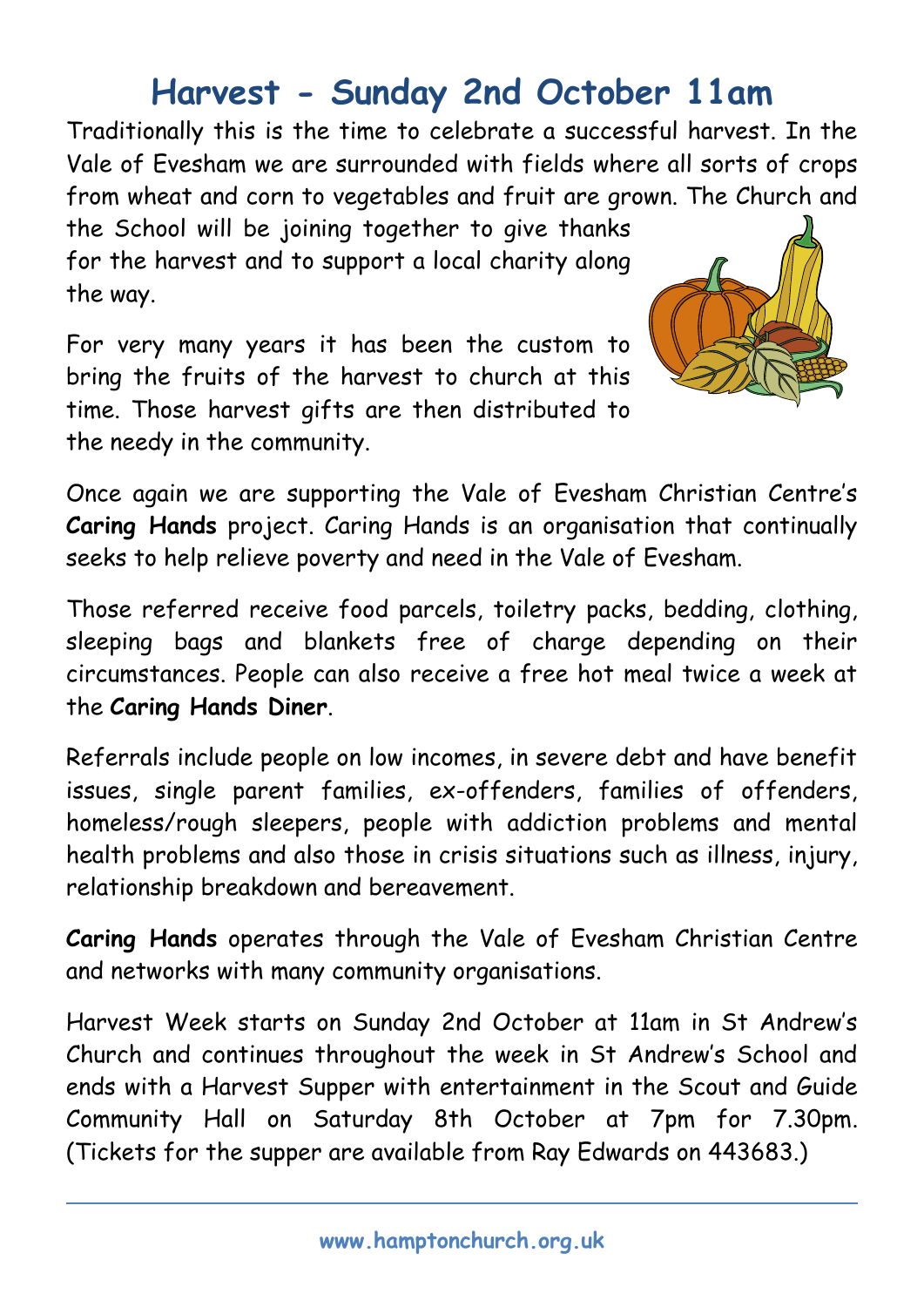# Harvest - Sunday 2nd October 11am

Traditionally this is the time to celebrate a successful harvest. In the Vale of Evesham we are surrounded with fields where all sorts of crops from wheat and corn to vegetables and fruit are grown. The Church and the School will be joining together to give thanks for the harvest and to support a local charity along the way.

For very many years it has been the custom to bring the fruits of the harvest to church at this time. Those harvest gifts are then distributed to the needy in the community.

Once again we are supporting the Vale of Evesham Christian Centre's **Caring Hands** project. Caring Hands is an organisation that continually seeks to help relieve poverty and need in the Vale of Evesham.

Those referred receive food parcels, toiletry packs, bedding, clothing, sleeping bags and blankets free of charge depending on their circumstances. People can also receive a free hot meal twice a week at the **Caring Hands Diner**.

Referrals include people on low incomes, in severe debt and have benefit issues, single parent families, ex-offenders, families of offenders, homeless/rough sleepers, people with addiction problems and mental health problems and also those in crisis situations such as illness, injury, relationship breakdown and bereavement.

**Caring Hands** operates through the Vale of Evesham Christian Centre and networks with many community organisations.

Harvest Week starts on Sunday 2nd October at 11am in St Andrew's Church and continues throughout the week in St Andrew's School and ends with a Harvest Supper with entertainment in the Scout and Guide Community Hall on Saturday 8th October at 7pm for 7.30pm. (Tickets for the supper are available from Ray Edwards on 443683.)